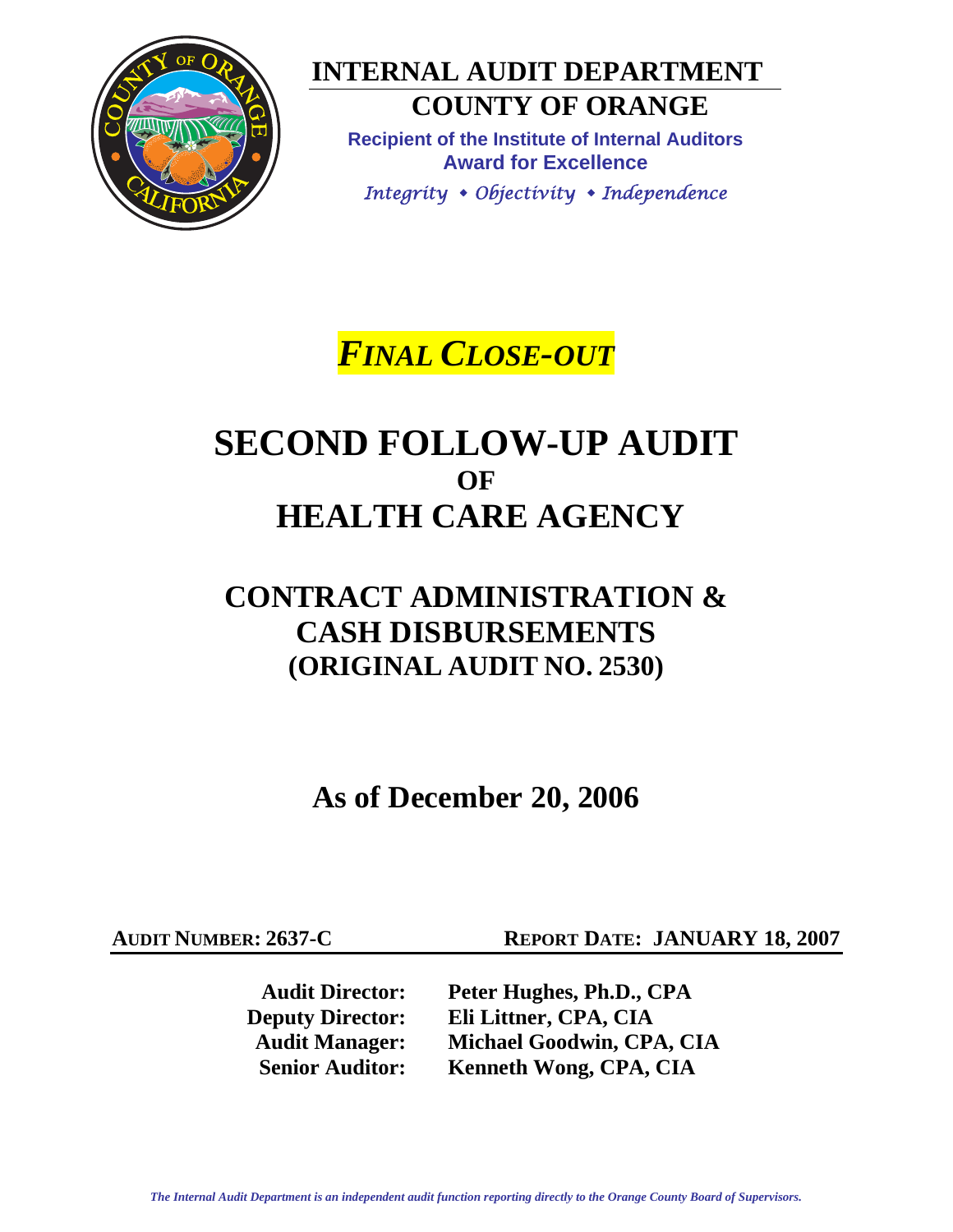# INTERNAL AUDIT DEPARTMENT

## COUNTY OF ORANGE

**Recipient of the Institute of Internal Auditors Award for Excellence**

*Integrity • Objectivity • Independence*

***FINAL CLOSE-OUT***

# SECOND FOLLOW-UP AUDIT OF HEALTH CARE AGENCY

## CONTRACT ADMINISTRATION & CASH DISBURSEMENTS (ORIGINAL AUDIT NO. 2530)

## As of December 20, 2006

**AUDIT NUMBER: 2637-C** **REPORT DATE: JANUARY 18, 2007**

| | |
|---|---|
| **Audit Director:** | **Peter Hughes, Ph.D., CPA** |
| **Deputy Director:** | **Eli Littner, CPA, CIA** |
| **Audit Manager:** | **Michael Goodwin, CPA, CIA** |
| **Senior Auditor:** | **Kenneth Wong, CPA, CIA** |

*The Internal Audit Department is an independent audit function reporting directly to the Orange County Board of Supervisors.*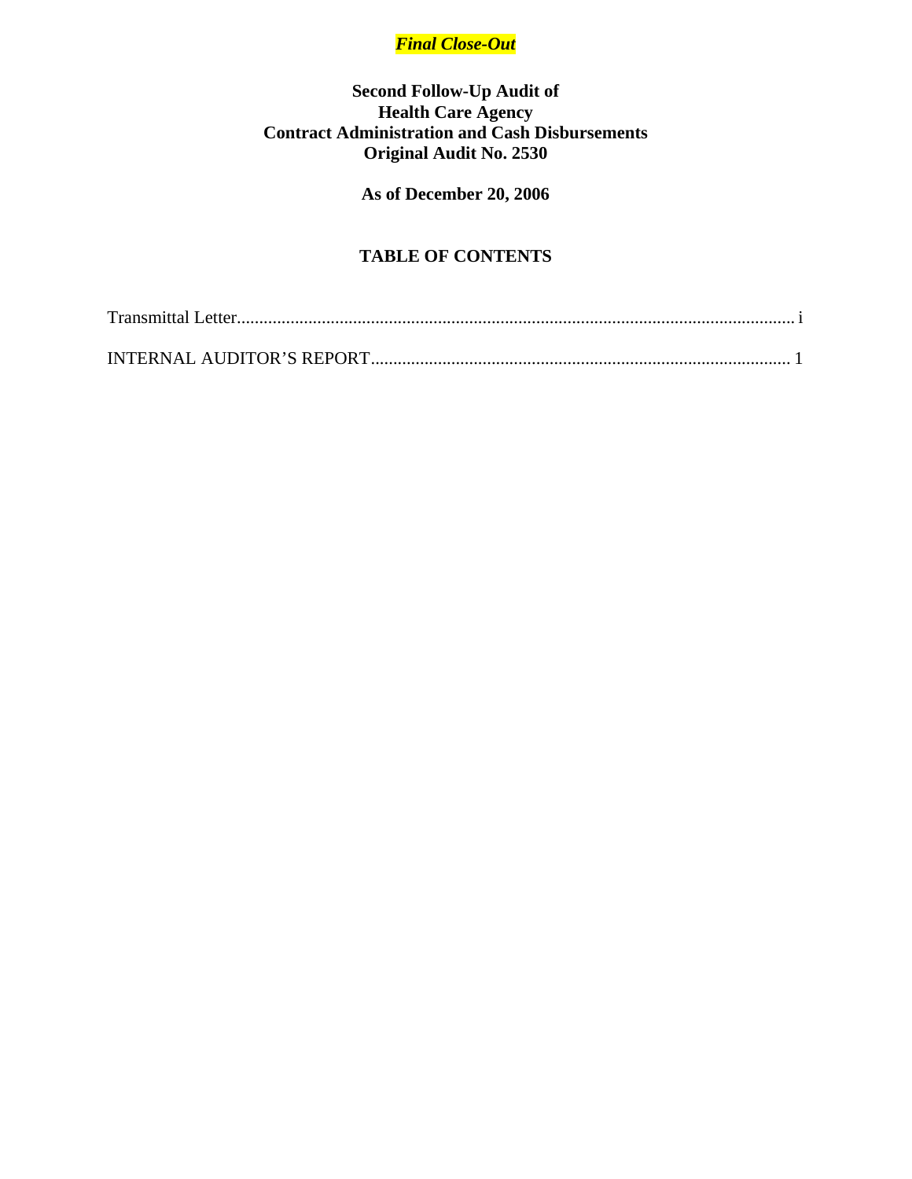***Final Close-Out***

# Second Follow-Up Audit of Health Care Agency Contract Administration and Cash Disbursements Original Audit No. 2530

**As of December 20, 2006**

## TABLE OF CONTENTS

Transmittal Letter.................................................................................................................... i

INTERNAL AUDITOR'S REPORT......................................................................................... 1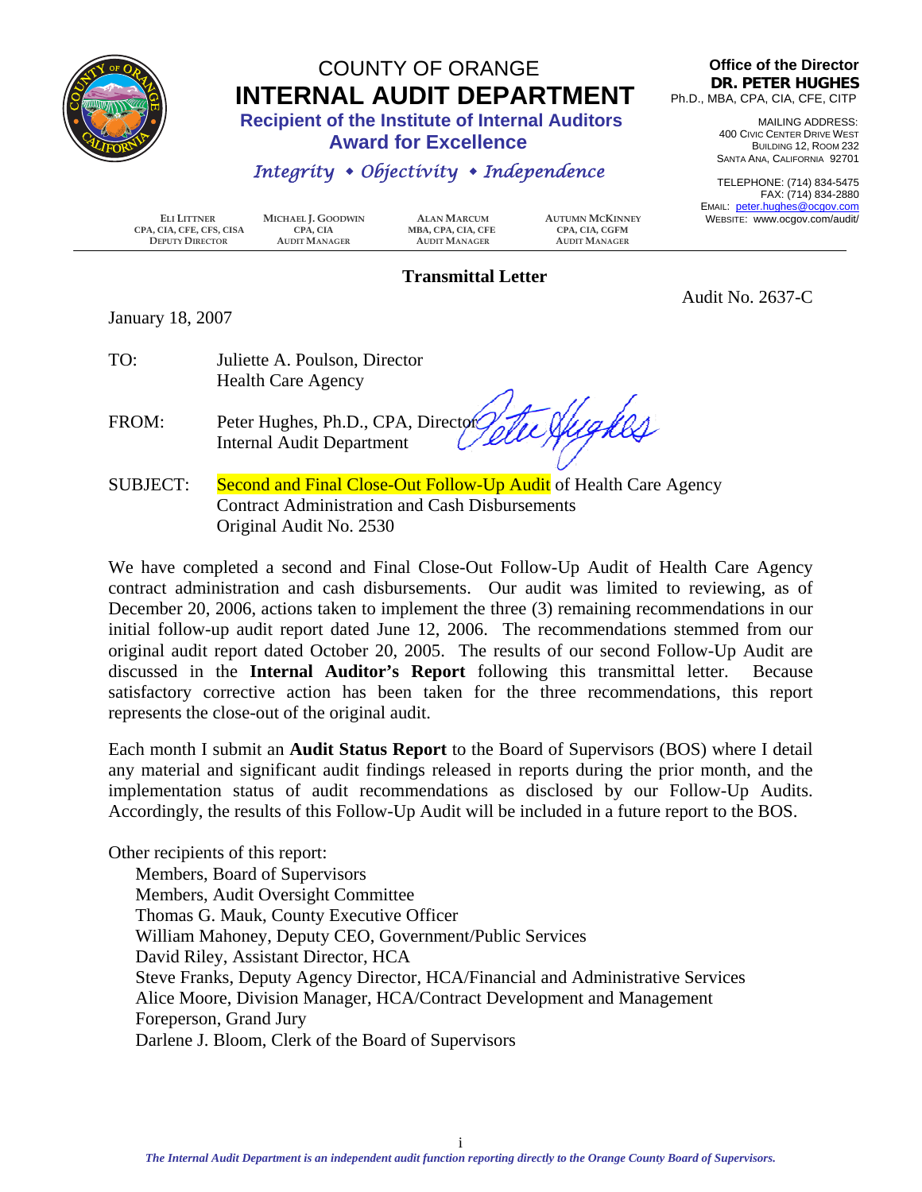# COUNTY OF ORANGE
# INTERNAL AUDIT DEPARTMENT

**Recipient of the Institute of Internal Auditors Award for Excellence**

*Integrity • Objectivity • Independence*

**Office of the Director**
**DR. PETER HUGHES**
Ph.D., MBA, CPA, CIA, CFE, CITP

MAILING ADDRESS:
400 CIVIC CENTER DRIVE WEST
BUILDING 12, ROOM 232
SANTA ANA, CALIFORNIA 92701

TELEPHONE: (714) 834-5475
FAX: (714) 834-2880
EMAIL: peter.hughes@ocgov.com
WEBSITE: www.ocgov.com/audit/

| ELI LITTNER | MICHAEL J. GOODWIN | ALAN MARCUM | AUTUMN MCKINNEY |
|---|---|---|---|
| CPA, CIA, CFE, CFS, CISA | CPA, CIA | MBA, CPA, CIA, CFE | CPA, CIA, CGFM |
| DEPUTY DIRECTOR | AUDIT MANAGER | AUDIT MANAGER | AUDIT MANAGER |

## Transmittal Letter

Audit No. 2637-C

January 18, 2007

TO: Juliette A. Poulson, Director
Health Care Agency

FROM: Peter Hughes, Ph.D., CPA, Director
Internal Audit Department

SUBJECT: Second and Final Close-Out Follow-Up Audit of Health Care Agency Contract Administration and Cash Disbursements
Original Audit No. 2530

We have completed a second and Final Close-Out Follow-Up Audit of Health Care Agency contract administration and cash disbursements. Our audit was limited to reviewing, as of December 20, 2006, actions taken to implement the three (3) remaining recommendations in our initial follow-up audit report dated June 12, 2006. The recommendations stemmed from our original audit report dated October 20, 2005. The results of our second Follow-Up Audit are discussed in the **Internal Auditor's Report** following this transmittal letter. Because satisfactory corrective action has been taken for the three recommendations, this report represents the close-out of the original audit.

Each month I submit an **Audit Status Report** to the Board of Supervisors (BOS) where I detail any material and significant audit findings released in reports during the prior month, and the implementation status of audit recommendations as disclosed by our Follow-Up Audits. Accordingly, the results of this Follow-Up Audit will be included in a future report to the BOS.

Other recipients of this report:
- Members, Board of Supervisors
- Members, Audit Oversight Committee
- Thomas G. Mauk, County Executive Officer
- William Mahoney, Deputy CEO, Government/Public Services
- David Riley, Assistant Director, HCA
- Steve Franks, Deputy Agency Director, HCA/Financial and Administrative Services
- Alice Moore, Division Manager, HCA/Contract Development and Management
- Foreperson, Grand Jury
- Darlene J. Bloom, Clerk of the Board of Supervisors

*The Internal Audit Department is an independent audit function reporting directly to the Orange County Board of Supervisors.*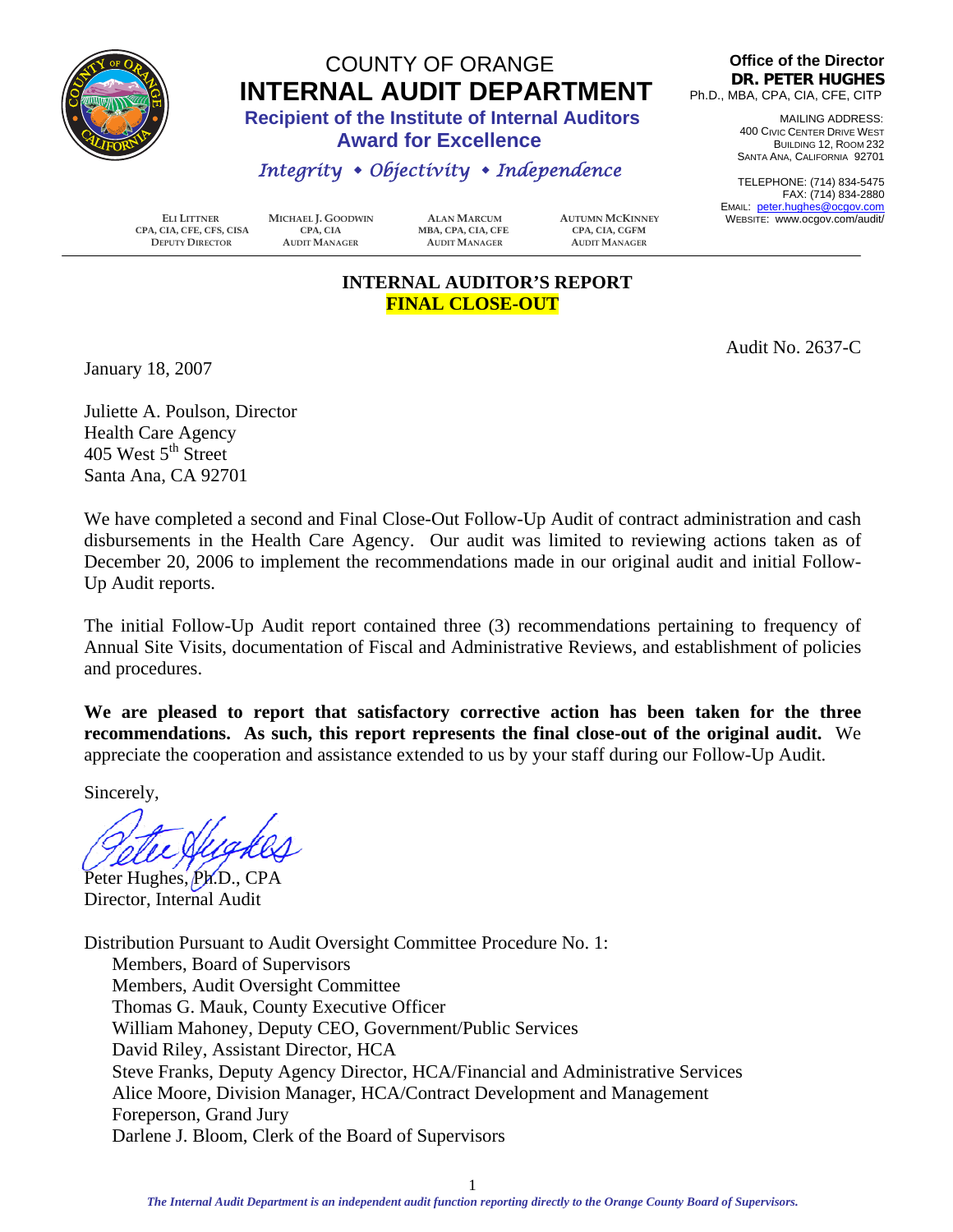COUNTY OF ORANGE

# INTERNAL AUDIT DEPARTMENT

**Recipient of the Institute of Internal Auditors Award for Excellence**

*Integrity ◆ Objectivity ◆ Independence*

**Office of the Director**
**DR. PETER HUGHES**
Ph.D., MBA, CPA, CIA, CFE, CITP

MAILING ADDRESS:
400 Civic Center Drive West
Building 12, Room 232
Santa Ana, California 92701

TELEPHONE: (714) 834-5475
FAX: (714) 834-2880
EMAIL: peter.hughes@ocgov.com
WEBSITE: www.ocgov.com/audit/

| | | | |
|---|---|---|---|
| **Eli Littner**<br>CPA, CIA, CFE, CFS, CISA<br>Deputy Director | **Michael J. Goodwin**<br>CPA, CIA<br>Audit Manager | **Alan Marcum**<br>MBA, CPA, CIA, CFE<br>Audit Manager | **Autumn McKinney**<br>CPA, CIA, CGFM<br>Audit Manager |

---

## INTERNAL AUDITOR'S REPORT
## FINAL CLOSE-OUT

Audit No. 2637-C

January 18, 2007

Juliette A. Poulson, Director
Health Care Agency
405 West 5th Street
Santa Ana, CA 92701

We have completed a second and Final Close-Out Follow-Up Audit of contract administration and cash disbursements in the Health Care Agency. Our audit was limited to reviewing actions taken as of December 20, 2006 to implement the recommendations made in our original audit and initial Follow-Up Audit reports.

The initial Follow-Up Audit report contained three (3) recommendations pertaining to frequency of Annual Site Visits, documentation of Fiscal and Administrative Reviews, and establishment of policies and procedures.

**We are pleased to report that satisfactory corrective action has been taken for the three recommendations. As such, this report represents the final close-out of the original audit.** We appreciate the cooperation and assistance extended to us by your staff during our Follow-Up Audit.

Sincerely,

Peter Hughes, Ph.D., CPA
Director, Internal Audit

Distribution Pursuant to Audit Oversight Committee Procedure No. 1:
- Members, Board of Supervisors
- Members, Audit Oversight Committee
- Thomas G. Mauk, County Executive Officer
- William Mahoney, Deputy CEO, Government/Public Services
- David Riley, Assistant Director, HCA
- Steve Franks, Deputy Agency Director, HCA/Financial and Administrative Services
- Alice Moore, Division Manager, HCA/Contract Development and Management
- Foreperson, Grand Jury
- Darlene J. Bloom, Clerk of the Board of Supervisors

*The Internal Audit Department is an independent audit function reporting directly to the Orange County Board of Supervisors.*